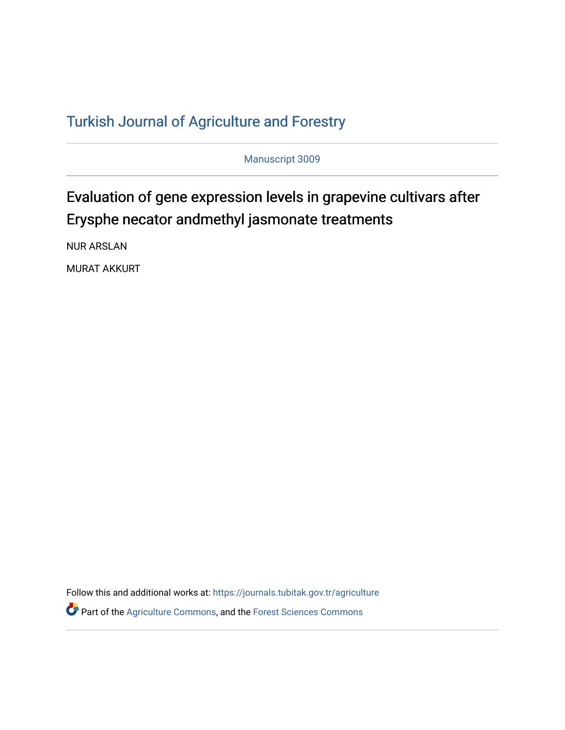# Turkish Journal of Agriculture and Forestry

Manuscript 3009

## Evaluation of gene expression levels in grapevine cultivars after Erysphe necator andmethyl jasmonate treatments

NUR ARSLAN

MURAT AKKURT

Follow this and additional works at: https://journals.tubitak.gov.tr/agriculture

Part of the Agriculture Commons, and the Forest Sciences Commons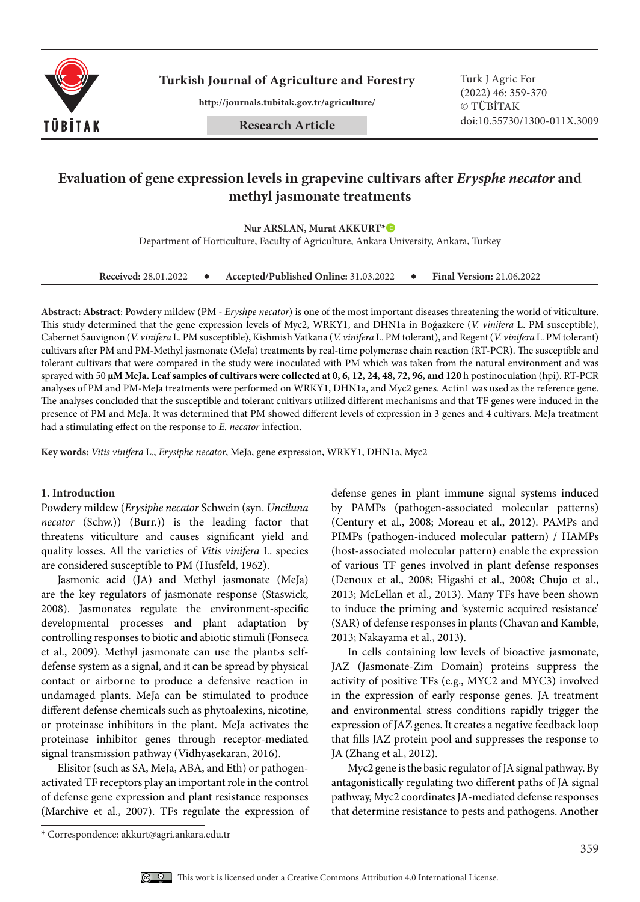# Evaluation of gene expression levels in grapevine cultivars after *Erysphe necator* and methyl jasmonate treatments

**Nur ARSLAN, Murat AKKURT***

Department of Horticulture, Faculty of Agriculture, Ankara University, Ankara, Turkey

**Received:** 28.01.2022 • **Accepted/Published Online:** 31.03.2022 • **Final Version:** 21.06.2022

**Abstract: Abstract**: Powdery mildew (PM - *Eryshpe necator*) is one of the most important diseases threatening the world of viticulture. This study determined that the gene expression levels of Myc2, WRKY1, and DHN1a in Boğazkere (*V. vinifera* L. PM susceptible), Cabernet Sauvignon (*V. vinifera* L. PM susceptible), Kishmish Vatkana (*V. vinifera* L. PM tolerant), and Regent (*V. vinifera* L. PM tolerant) cultivars after PM and PM-Methyl jasmonate (MeJa) treatments by real-time polymerase chain reaction (RT-PCR). The susceptible and tolerant cultivars that were compared in the study were inoculated with PM which was taken from the natural environment and was sprayed with 50 **µM MeJa. Leaf samples of cultivars were collected at 0, 6, 12, 24, 48, 72, 96, and 120** h postinoculation (hpi). RT-PCR analyses of PM and PM-MeJa treatments were performed on WRKY1, DHN1a, and Myc2 genes. Actin1 was used as the reference gene. The analyses concluded that the susceptible and tolerant cultivars utilized different mechanisms and that TF genes were induced in the presence of PM and MeJa. It was determined that PM showed different levels of expression in 3 genes and 4 cultivars. MeJa treatment had a stimulating effect on the response to *E. necator* infection.

**Key words:** *Vitis vinifera* L., *Erysiphe necator*, MeJa, gene expression, WRKY1, DHN1a, Myc2

## 1. Introduction

Powdery mildew (*Erysiphe necator* Schwein (syn. *Unciluna necator* (Schw.)) (Burr.)) is the leading factor that threatens viticulture and causes significant yield and quality losses. All the varieties of *Vitis vinifera* L. species are considered susceptible to PM (Husfeld, 1962).

Jasmonic acid (JA) and Methyl jasmonate (MeJa) are the key regulators of jasmonate response (Staswick, 2008). Jasmonates regulate the environment-specific developmental processes and plant adaptation by controlling responses to biotic and abiotic stimuli (Fonseca et al., 2009). Methyl jasmonate can use the plant›s self-defense system as a signal, and it can be spread by physical contact or airborne to produce a defensive reaction in undamaged plants. MeJa can be stimulated to produce different defense chemicals such as phytoalexins, nicotine, or proteinase inhibitors in the plant. MeJa activates the proteinase inhibitor genes through receptor-mediated signal transmission pathway (Vidhyasekaran, 2016).

Elisitor (such as SA, MeJa, ABA, and Eth) or pathogen-activated TF receptors play an important role in the control of defense gene expression and plant resistance responses (Marchive et al., 2007). TFs regulate the expression of defense genes in plant immune signal systems induced by PAMPs (pathogen-associated molecular patterns) (Century et al., 2008; Moreau et al., 2012). PAMPs and PIMPs (pathogen-induced molecular pattern) / HAMPs (host-associated molecular pattern) enable the expression of various TF genes involved in plant defense responses (Denoux et al., 2008; Higashi et al., 2008; Chujo et al., 2013; McLellan et al., 2013). Many TFs have been shown to induce the priming and 'systemic acquired resistance' (SAR) of defense responses in plants (Chavan and Kamble, 2013; Nakayama et al., 2013).

In cells containing low levels of bioactive jasmonate, JAZ (Jasmonate-Zim Domain) proteins suppress the activity of positive TFs (e.g., MYC2 and MYC3) involved in the expression of early response genes. JA treatment and environmental stress conditions rapidly trigger the expression of JAZ genes. It creates a negative feedback loop that fills JAZ protein pool and suppresses the response to JA (Zhang et al., 2012).

Myc2 gene is the basic regulator of JA signal pathway. By antagonistically regulating two different paths of JA signal pathway, Myc2 coordinates JA-mediated defense responses that determine resistance to pests and pathogens. Another

\* Correspondence: akkurt@agri.ankara.edu.tr

This work is licensed under a Creative Commons Attribution 4.0 International License.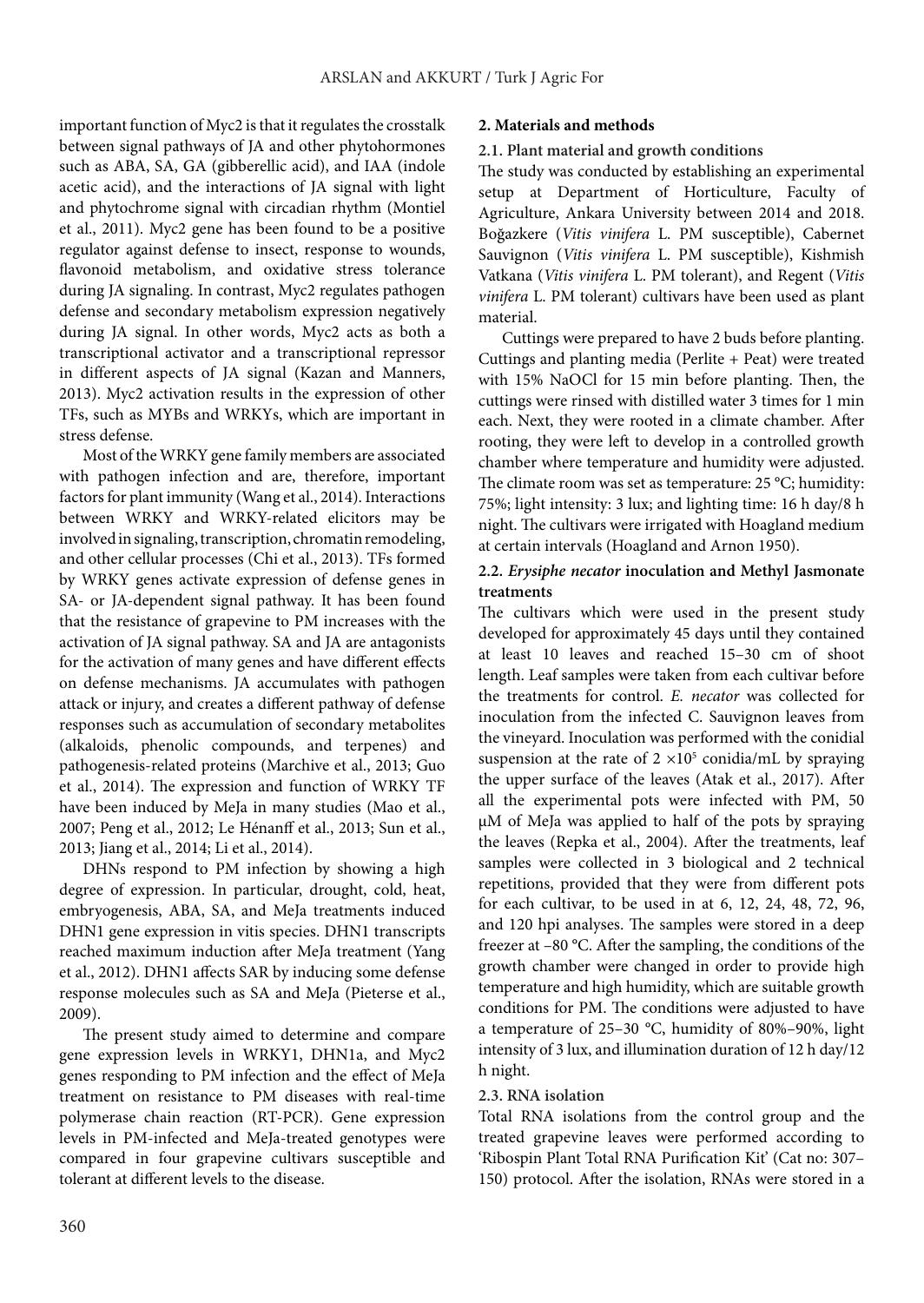important function of Myc2 is that it regulates the crosstalk between signal pathways of JA and other phytohormones such as ABA, SA, GA (gibberellic acid), and IAA (indole acetic acid), and the interactions of JA signal with light and phytochrome signal with circadian rhythm (Montiel et al., 2011). Myc2 gene has been found to be a positive regulator against defense to insect, response to wounds, flavonoid metabolism, and oxidative stress tolerance during JA signaling. In contrast, Myc2 regulates pathogen defense and secondary metabolism expression negatively during JA signal. In other words, Myc2 acts as both a transcriptional activator and a transcriptional repressor in different aspects of JA signal (Kazan and Manners, 2013). Myc2 activation results in the expression of other TFs, such as MYBs and WRKYs, which are important in stress defense.

Most of the WRKY gene family members are associated with pathogen infection and are, therefore, important factors for plant immunity (Wang et al., 2014). Interactions between WRKY and WRKY-related elicitors may be involved in signaling, transcription, chromatin remodeling, and other cellular processes (Chi et al., 2013). TFs formed by WRKY genes activate expression of defense genes in SA- or JA-dependent signal pathway. It has been found that the resistance of grapevine to PM increases with the activation of JA signal pathway. SA and JA are antagonists for the activation of many genes and have different effects on defense mechanisms. JA accumulates with pathogen attack or injury, and creates a different pathway of defense responses such as accumulation of secondary metabolites (alkaloids, phenolic compounds, and terpenes) and pathogenesis-related proteins (Marchive et al., 2013; Guo et al., 2014). The expression and function of WRKY TF have been induced by MeJa in many studies (Mao et al., 2007; Peng et al., 2012; Le Hénanff et al., 2013; Sun et al., 2013; Jiang et al., 2014; Li et al., 2014).

DHNs respond to PM infection by showing a high degree of expression. In particular, drought, cold, heat, embryogenesis, ABA, SA, and MeJa treatments induced DHN1 gene expression in vitis species. DHN1 transcripts reached maximum induction after MeJa treatment (Yang et al., 2012). DHN1 affects SAR by inducing some defense response molecules such as SA and MeJa (Pieterse et al., 2009).

The present study aimed to determine and compare gene expression levels in WRKY1, DHN1a, and Myc2 genes responding to PM infection and the effect of MeJa treatment on resistance to PM diseases with real-time polymerase chain reaction (RT-PCR). Gene expression levels in PM-infected and MeJa-treated genotypes were compared in four grapevine cultivars susceptible and tolerant at different levels to the disease.

## 2. Materials and methods

### 2.1. Plant material and growth conditions

The study was conducted by establishing an experimental setup at Department of Horticulture, Faculty of Agriculture, Ankara University between 2014 and 2018. Boğazkere (*Vitis vinifera* L. PM susceptible), Cabernet Sauvignon (*Vitis vinifera* L. PM susceptible), Kishmish Vatkana (*Vitis vinifera* L. PM tolerant), and Regent (*Vitis vinifera* L. PM tolerant) cultivars have been used as plant material.

Cuttings were prepared to have 2 buds before planting. Cuttings and planting media (Perlite + Peat) were treated with 15% NaOCl for 15 min before planting. Then, the cuttings were rinsed with distilled water 3 times for 1 min each. Next, they were rooted in a climate chamber. After rooting, they were left to develop in a controlled growth chamber where temperature and humidity were adjusted. The climate room was set as temperature: 25 °C; humidity: 75%; light intensity: 3 lux; and lighting time: 16 h day/8 h night. The cultivars were irrigated with Hoagland medium at certain intervals (Hoagland and Arnon 1950).

### 2.2. *Erysiphe necator* inoculation and Methyl Jasmonate treatments

The cultivars which were used in the present study developed for approximately 45 days until they contained at least 10 leaves and reached 15–30 cm of shoot length. Leaf samples were taken from each cultivar before the treatments for control. *E. necator* was collected for inoculation from the infected C. Sauvignon leaves from the vineyard. Inoculation was performed with the conidial suspension at the rate of $2 \times 10^5$ conidia/mL by spraying the upper surface of the leaves (Atak et al., 2017). After all the experimental pots were infected with PM, 50 µM of MeJa was applied to half of the pots by spraying the leaves (Repka et al., 2004). After the treatments, leaf samples were collected in 3 biological and 2 technical repetitions, provided that they were from different pots for each cultivar, to be used in at 6, 12, 24, 48, 72, 96, and 120 hpi analyses. The samples were stored in a deep freezer at –80 °C. After the sampling, the conditions of the growth chamber were changed in order to provide high temperature and high humidity, which are suitable growth conditions for PM. The conditions were adjusted to have a temperature of 25–30 °C, humidity of 80%–90%, light intensity of 3 lux, and illumination duration of 12 h day/12 h night.

### 2.3. RNA isolation

Total RNA isolations from the control group and the treated grapevine leaves were performed according to 'Ribospin Plant Total RNA Purification Kit' (Cat no: 307–150) protocol. After the isolation, RNAs were stored in a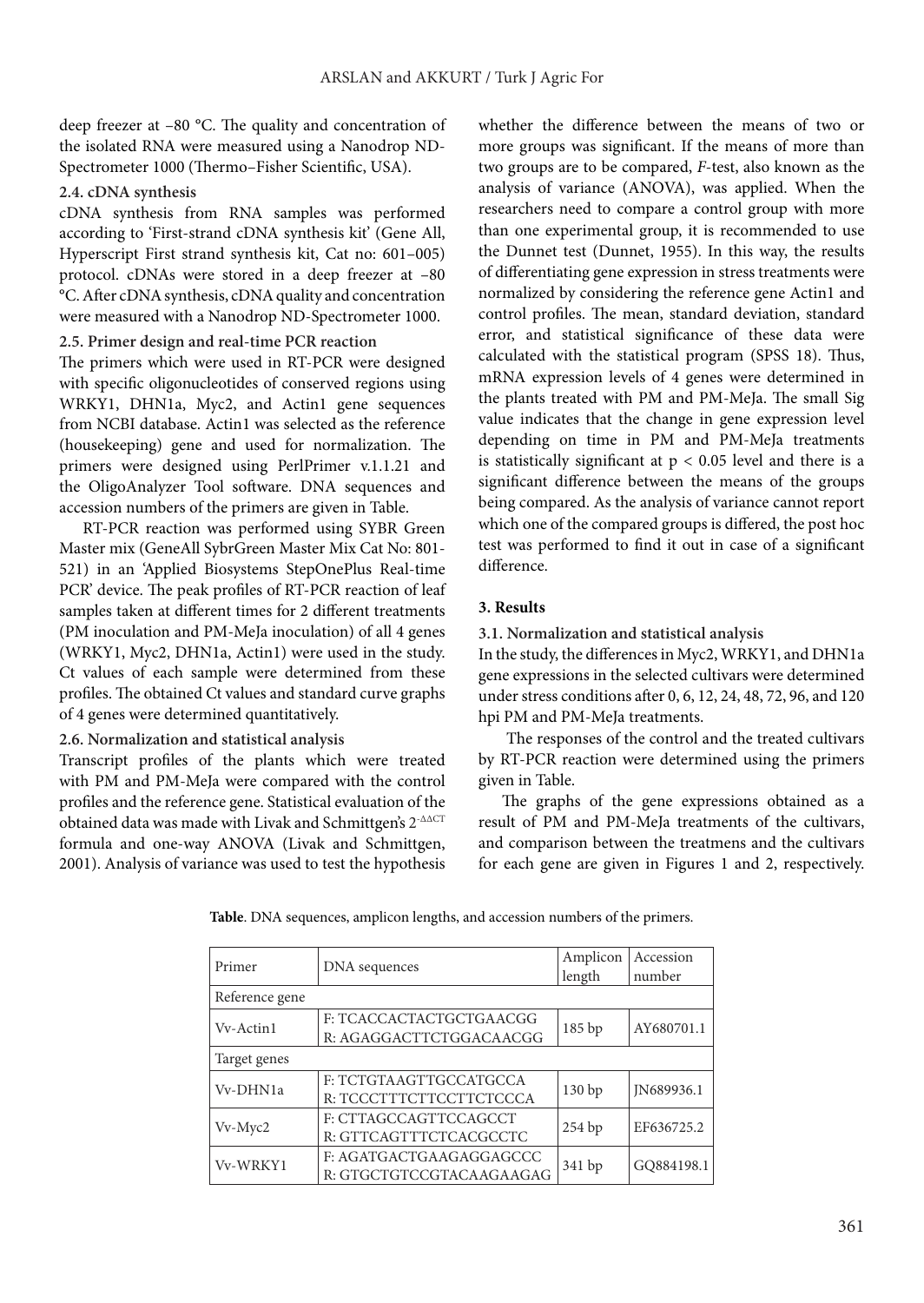deep freezer at –80 °C. The quality and concentration of the isolated RNA were measured using a Nanodrop ND-Spectrometer 1000 (Thermo–Fisher Scientific, USA).

### 2.4. cDNA synthesis

cDNA synthesis from RNA samples was performed according to 'First-strand cDNA synthesis kit' (Gene All, Hyperscript First strand synthesis kit, Cat no: 601–005) protocol. cDNAs were stored in a deep freezer at –80 °C. After cDNA synthesis, cDNA quality and concentration were measured with a Nanodrop ND-Spectrometer 1000.

### 2.5. Primer design and real-time PCR reaction

The primers which were used in RT-PCR were designed with specific oligonucleotides of conserved regions using WRKY1, DHN1a, Myc2, and Actin1 gene sequences from NCBI database. Actin1 was selected as the reference (housekeeping) gene and used for normalization. The primers were designed using PerlPrimer v.1.1.21 and the OligoAnalyzer Tool software. DNA sequences and accession numbers of the primers are given in Table.

RT-PCR reaction was performed using SYBR Green Master mix (GeneAll SybrGreen Master Mix Cat No: 801-521) in an 'Applied Biosystems StepOnePlus Real-time PCR' device. The peak profiles of RT-PCR reaction of leaf samples taken at different times for 2 different treatments (PM inoculation and PM-MeJa inoculation) of all 4 genes (WRKY1, Myc2, DHN1a, Actin1) were used in the study. Ct values of each sample were determined from these profiles. The obtained Ct values and standard curve graphs of 4 genes were determined quantitatively.

### 2.6. Normalization and statistical analysis

Transcript profiles of the plants which were treated with PM and PM-MeJa were compared with the control profiles and the reference gene. Statistical evaluation of the obtained data was made with Livak and Schmittgen's $2^{-\Delta\Delta CT}$ formula and one-way ANOVA (Livak and Schmittgen, 2001). Analysis of variance was used to test the hypothesis whether the difference between the means of two or more groups was significant. If the means of more than two groups are to be compared, *F*-test, also known as the analysis of variance (ANOVA), was applied. When the researchers need to compare a control group with more than one experimental group, it is recommended to use the Dunnet test (Dunnet, 1955). In this way, the results of differentiating gene expression in stress treatments were normalized by considering the reference gene Actin1 and control profiles. The mean, standard deviation, standard error, and statistical significance of these data were calculated with the statistical program (SPSS 18). Thus, mRNA expression levels of 4 genes were determined in the plants treated with PM and PM-MeJa. The small Sig value indicates that the change in gene expression level depending on time in PM and PM-MeJa treatments is statistically significant at $p < 0.05$ level and there is a significant difference between the means of the groups being compared. As the analysis of variance cannot report which one of the compared groups is differed, the post hoc test was performed to find it out in case of a significant difference.

## 3. Results

### 3.1. Normalization and statistical analysis

In the study, the differences in Myc2, WRKY1, and DHN1a gene expressions in the selected cultivars were determined under stress conditions after 0, 6, 12, 24, 48, 72, 96, and 120 hpi PM and PM-MeJa treatments.

The responses of the control and the treated cultivars by RT-PCR reaction were determined using the primers given in Table.

The graphs of the gene expressions obtained as a result of PM and PM-MeJa treatments of the cultivars, and comparison between the treatmens and the cultivars for each gene are given in Figures 1 and 2, respectively.

**Table**. DNA sequences, amplicon lengths, and accession numbers of the primers.

| Primer | DNA sequences | Amplicon length | Accession number |
|---|---|---|---|
| Reference gene | | | |
| Vv-Actin1 | F: TCACCACTACTGCTGAACGG<br>R: AGAGGACTTCTGGACAACGG | 185 bp | AY680701.1 |
| Target genes | | | |
| Vv-DHN1a | F: TCTGTAAGTTGCCATGCCA<br>R: TCCCTTTCTTCCTTCTCCCA | 130 bp | JN689936.1 |
| Vv-Myc2 | F: CTTAGCCAGTTCCAGCCT<br>R: GTTCAGTTTCTCACGCCTC | 254 bp | EF636725.2 |
| Vv-WRKY1 | F: AGATGACTGAAGAGGAGCCC<br>R: GTGCTGTCCGTACAAGAAGAG | 341 bp | GQ884198.1 |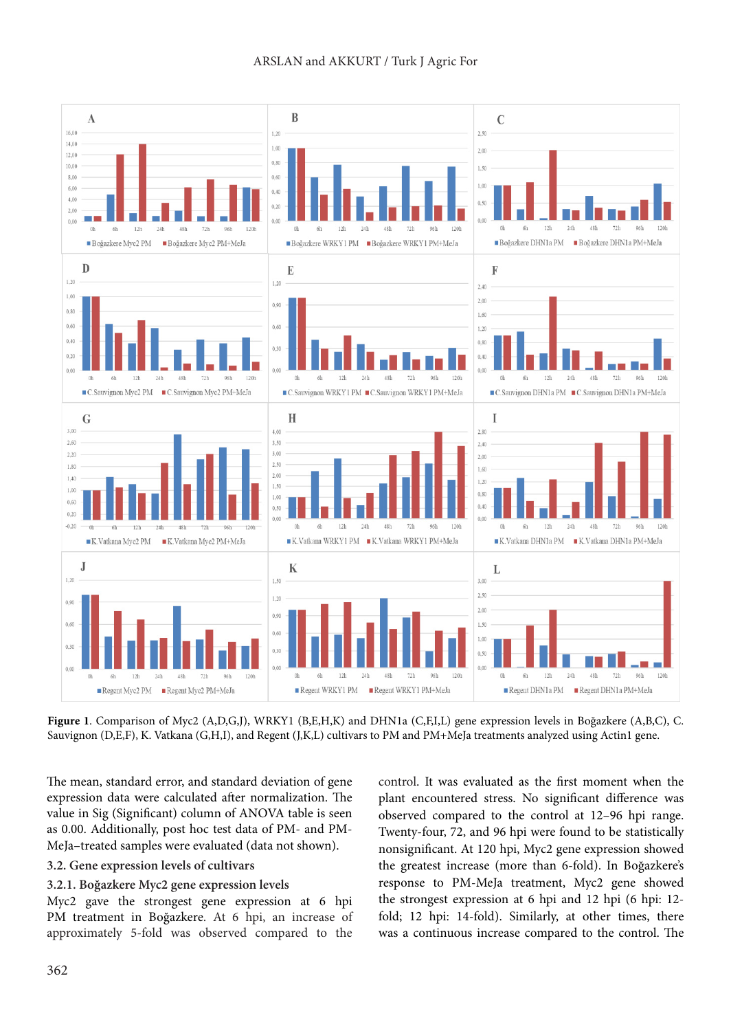**Figure 1**. Comparison of Myc2 (A,D,G,J), WRKY1 (B,E,H,K) and DHN1a (C,F,I,L) gene expression levels in Boğazkere (A,B,C), C. Sauvignon (D,E,F), K. Vatkana (G,H,I), and Regent (J,K,L) cultivars to PM and PM+MeJa treatments analyzed using Actin1 gene.

The mean, standard error, and standard deviation of gene expression data were calculated after normalization. The value in Sig (Significant) column of ANOVA table is seen as 0.00. Additionally, post hoc test data of PM- and PM-MeJa–treated samples were evaluated (data not shown).

### 3.2. Gene expression levels of cultivars

#### 3.2.1. Boğazkere Myc2 gene expression levels

Myc2 gave the strongest gene expression at 6 hpi PM treatment in Boğazkere. At 6 hpi, an increase of approximately 5-fold was observed compared to the control. It was evaluated as the first moment when the plant encountered stress. No significant difference was observed compared to the control at 12–96 hpi range. Twenty-four, 72, and 96 hpi were found to be statistically nonsignificant. At 120 hpi, Myc2 gene expression showed the greatest increase (more than 6-fold). In Boğazkere's response to PM-MeJa treatment, Myc2 gene showed the strongest expression at 6 hpi and 12 hpi (6 hpi: 12-fold; 12 hpi: 14-fold). Similarly, at other times, there was a continuous increase compared to the control. The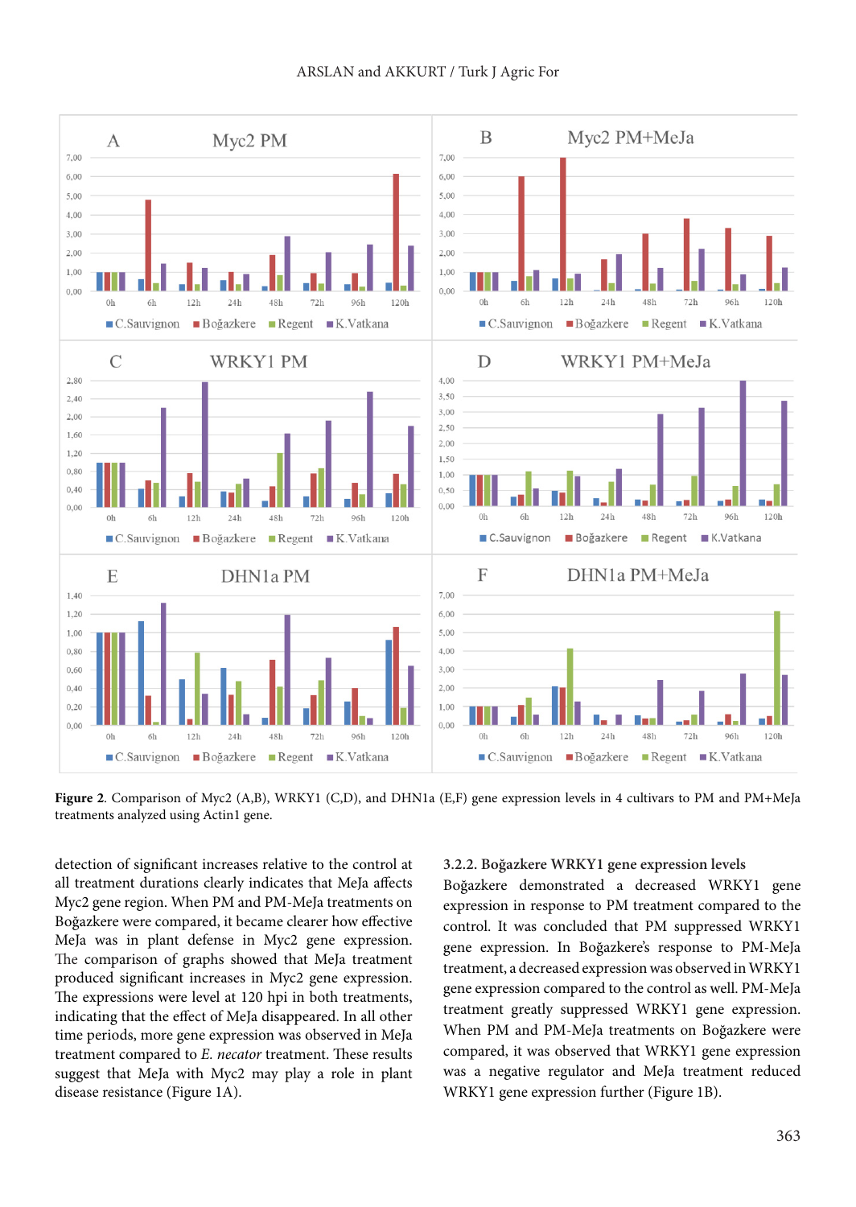**Figure 2**. Comparison of Myc2 (A,B), WRKY1 (C,D), and DHN1a (E,F) gene expression levels in 4 cultivars to PM and PM+MeJa treatments analyzed using Actin1 gene.

detection of significant increases relative to the control at all treatment durations clearly indicates that MeJa affects Myc2 gene region. When PM and PM-MeJa treatments on Boğazkere were compared, it became clearer how effective MeJa was in plant defense in Myc2 gene expression. The comparison of graphs showed that MeJa treatment produced significant increases in Myc2 gene expression. The expressions were level at 120 hpi in both treatments, indicating that the effect of MeJa disappeared. In all other time periods, more gene expression was observed in MeJa treatment compared to *E. necator* treatment. These results suggest that MeJa with Myc2 may play a role in plant disease resistance (Figure 1A).

### 3.2.2. Boğazkere WRKY1 gene expression levels

Boğazkere demonstrated a decreased WRKY1 gene expression in response to PM treatment compared to the control. It was concluded that PM suppressed WRKY1 gene expression. In Boğazkere's response to PM-MeJa treatment, a decreased expression was observed in WRKY1 gene expression compared to the control as well. PM-MeJa treatment greatly suppressed WRKY1 gene expression. When PM and PM-MeJa treatments on Boğazkere were compared, it was observed that WRKY1 gene expression was a negative regulator and MeJa treatment reduced WRKY1 gene expression further (Figure 1B).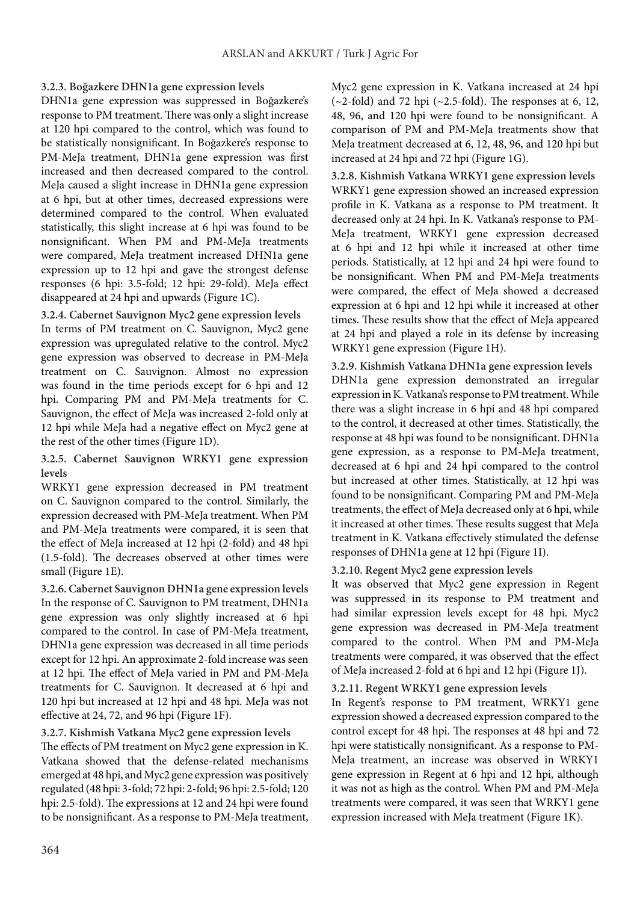#### 3.2.3. Boğazkere DHN1a gene expression levels

DHN1a gene expression was suppressed in Boğazkere's response to PM treatment. There was only a slight increase at 120 hpi compared to the control, which was found to be statistically nonsignificant. In Boğazkere's response to PM-MeJa treatment, DHN1a gene expression was first increased and then decreased compared to the control. MeJa caused a slight increase in DHN1a gene expression at 6 hpi, but at other times, decreased expressions were determined compared to the control. When evaluated statistically, this slight increase at 6 hpi was found to be nonsignificant. When PM and PM-MeJa treatments were compared, MeJa treatment increased DHN1a gene expression up to 12 hpi and gave the strongest defense responses (6 hpi: 3.5-fold; 12 hpi: 29-fold). MeJa effect disappeared at 24 hpi and upwards (Figure 1C).

#### 3.2.4. Cabernet Sauvignon Myc2 gene expression levels

In terms of PM treatment on C. Sauvignon, Myc2 gene expression was upregulated relative to the control. Myc2 gene expression was observed to decrease in PM-MeJa treatment on C. Sauvignon. Almost no expression was found in the time periods except for 6 hpi and 12 hpi. Comparing PM and PM-MeJa treatments for C. Sauvignon, the effect of MeJa was increased 2-fold only at 12 hpi while MeJa had a negative effect on Myc2 gene at the rest of the other times (Figure 1D).

#### 3.2.5. Cabernet Sauvignon WRKY1 gene expression levels

WRKY1 gene expression decreased in PM treatment on C. Sauvignon compared to the control. Similarly, the expression decreased with PM-MeJa treatment. When PM and PM-MeJa treatments were compared, it is seen that the effect of MeJa increased at 12 hpi (2-fold) and 48 hpi (1.5-fold). The decreases observed at other times were small (Figure 1E).

#### 3.2.6. Cabernet Sauvignon DHN1a gene expression levels

In the response of C. Sauvignon to PM treatment, DHN1a gene expression was only slightly increased at 6 hpi compared to the control. In case of PM-MeJa treatment, DHN1a gene expression was decreased in all time periods except for 12 hpi. An approximate 2-fold increase was seen at 12 hpi. The effect of MeJa varied in PM and PM-MeJa treatments for C. Sauvignon. It decreased at 6 hpi and 120 hpi but increased at 12 hpi and 48 hpi. MeJa was not effective at 24, 72, and 96 hpi (Figure 1F).

#### 3.2.7. Kishmish Vatkana Myc2 gene expression levels

The effects of PM treatment on Myc2 gene expression in K. Vatkana showed that the defense-related mechanisms emerged at 48 hpi, and Myc2 gene expression was positively regulated (48 hpi: 3-fold; 72 hpi: 2-fold; 96 hpi: 2.5-fold; 120 hpi: 2.5-fold). The expressions at 12 and 24 hpi were found to be nonsignificant. As a response to PM-MeJa treatment, Myc2 gene expression in K. Vatkana increased at 24 hpi (~2-fold) and 72 hpi (~2.5-fold). The responses at 6, 12, 48, 96, and 120 hpi were found to be nonsignificant. A comparison of PM and PM-MeJa treatments show that MeJa treatment decreased at 6, 12, 48, 96, and 120 hpi but increased at 24 hpi and 72 hpi (Figure 1G).

#### 3.2.8. Kishmish Vatkana WRKY1 gene expression levels

WRKY1 gene expression showed an increased expression profile in K. Vatkana as a response to PM treatment. It decreased only at 24 hpi. In K. Vatkana's response to PM-MeJa treatment, WRKY1 gene expression decreased at 6 hpi and 12 hpi while it increased at other time periods. Statistically, at 12 hpi and 24 hpi were found to be nonsignificant. When PM and PM-MeJa treatments were compared, the effect of MeJa showed a decreased expression at 6 hpi and 12 hpi while it increased at other times. These results show that the effect of MeJa appeared at 24 hpi and played a role in its defense by increasing WRKY1 gene expression (Figure 1H).

#### 3.2.9. Kishmish Vatkana DHN1a gene expression levels

DHN1a gene expression demonstrated an irregular expression in K. Vatkana's response to PM treatment. While there was a slight increase in 6 hpi and 48 hpi compared to the control, it decreased at other times. Statistically, the response at 48 hpi was found to be nonsignificant. DHN1a gene expression, as a response to PM-MeJa treatment, decreased at 6 hpi and 24 hpi compared to the control but increased at other times. Statistically, at 12 hpi was found to be nonsignificant. Comparing PM and PM-MeJa treatments, the effect of MeJa decreased only at 6 hpi, while it increased at other times. These results suggest that MeJa treatment in K. Vatkana effectively stimulated the defense responses of DHN1a gene at 12 hpi (Figure 1I).

#### 3.2.10. Regent Myc2 gene expression levels

It was observed that Myc2 gene expression in Regent was suppressed in its response to PM treatment and had similar expression levels except for 48 hpi. Myc2 gene expression was decreased in PM-MeJa treatment compared to the control. When PM and PM-MeJa treatments were compared, it was observed that the effect of MeJa increased 2-fold at 6 hpi and 12 hpi (Figure 1J).

#### 3.2.11. Regent WRKY1 gene expression levels

In Regent's response to PM treatment, WRKY1 gene expression showed a decreased expression compared to the control except for 48 hpi. The responses at 48 hpi and 72 hpi were statistically nonsignificant. As a response to PM-MeJa treatment, an increase was observed in WRKY1 gene expression in Regent at 6 hpi and 12 hpi, although it was not as high as the control. When PM and PM-MeJa treatments were compared, it was seen that WRKY1 gene expression increased with MeJa treatment (Figure 1K).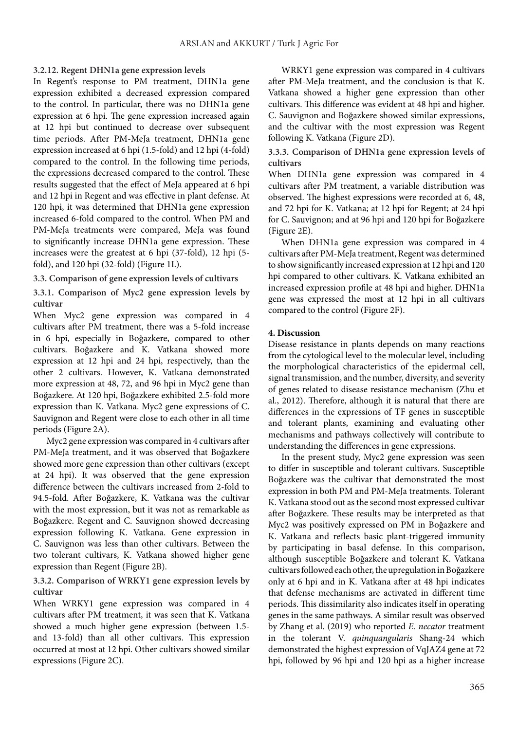#### 3.2.12. Regent DHN1a gene expression levels

In Regent's response to PM treatment, DHN1a gene expression exhibited a decreased expression compared to the control. In particular, there was no DHN1a gene expression at 6 hpi. The gene expression increased again at 12 hpi but continued to decrease over subsequent time periods. After PM-MeJa treatment, DHN1a gene expression increased at 6 hpi (1.5-fold) and 12 hpi (4-fold) compared to the control. In the following time periods, the expressions decreased compared to the control. These results suggested that the effect of MeJa appeared at 6 hpi and 12 hpi in Regent and was effective in plant defense. At 120 hpi, it was determined that DHN1a gene expression increased 6-fold compared to the control. When PM and PM-MeJa treatments were compared, MeJa was found to significantly increase DHN1a gene expression. These increases were the greatest at 6 hpi (37-fold), 12 hpi (5-fold), and 120 hpi (32-fold) (Figure 1L).

### 3.3. Comparison of gene expression levels of cultivars

#### 3.3.1. Comparison of Myc2 gene expression levels by cultivar

When Myc2 gene expression was compared in 4 cultivars after PM treatment, there was a 5-fold increase in 6 hpi, especially in Boğazkere, compared to other cultivars. Boğazkere and K. Vatkana showed more expression at 12 hpi and 24 hpi, respectively, than the other 2 cultivars. However, K. Vatkana demonstrated more expression at 48, 72, and 96 hpi in Myc2 gene than Boğazkere. At 120 hpi, Boğazkere exhibited 2.5-fold more expression than K. Vatkana. Myc2 gene expressions of C. Sauvignon and Regent were close to each other in all time periods (Figure 2A).

Myc2 gene expression was compared in 4 cultivars after PM-MeJa treatment, and it was observed that Boğazkere showed more gene expression than other cultivars (except at 24 hpi). It was observed that the gene expression difference between the cultivars increased from 2-fold to 94.5-fold. After Boğazkere, K. Vatkana was the cultivar with the most expression, but it was not as remarkable as Boğazkere. Regent and C. Sauvignon showed decreasing expression following K. Vatkana. Gene expression in C. Sauvignon was less than other cultivars. Between the two tolerant cultivars, K. Vatkana showed higher gene expression than Regent (Figure 2B).

#### 3.3.2. Comparison of WRKY1 gene expression levels by cultivar

When WRKY1 gene expression was compared in 4 cultivars after PM treatment, it was seen that K. Vatkana showed a much higher gene expression (between 1.5- and 13-fold) than all other cultivars. This expression occurred at most at 12 hpi. Other cultivars showed similar expressions (Figure 2C).

WRKY1 gene expression was compared in 4 cultivars after PM-MeJa treatment, and the conclusion is that K. Vatkana showed a higher gene expression than other cultivars. This difference was evident at 48 hpi and higher. C. Sauvignon and Boğazkere showed similar expressions, and the cultivar with the most expression was Regent following K. Vatkana (Figure 2D).

#### 3.3.3. Comparison of DHN1a gene expression levels of cultivars

When DHN1a gene expression was compared in 4 cultivars after PM treatment, a variable distribution was observed. The highest expressions were recorded at 6, 48, and 72 hpi for K. Vatkana; at 12 hpi for Regent; at 24 hpi for C. Sauvignon; and at 96 hpi and 120 hpi for Boğazkere (Figure 2E).

When DHN1a gene expression was compared in 4 cultivars after PM-MeJa treatment, Regent was determined to show significantly increased expression at 12 hpi and 120 hpi compared to other cultivars. K. Vatkana exhibited an increased expression profile at 48 hpi and higher. DHN1a gene was expressed the most at 12 hpi in all cultivars compared to the control (Figure 2F).

## 4. Discussion

Disease resistance in plants depends on many reactions from the cytological level to the molecular level, including the morphological characteristics of the epidermal cell, signal transmission, and the number, diversity, and severity of genes related to disease resistance mechanism (Zhu et al., 2012). Therefore, although it is natural that there are differences in the expressions of TF genes in susceptible and tolerant plants, examining and evaluating other mechanisms and pathways collectively will contribute to understanding the differences in gene expressions.

In the present study, Myc2 gene expression was seen to differ in susceptible and tolerant cultivars. Susceptible Boğazkere was the cultivar that demonstrated the most expression in both PM and PM-MeJa treatments. Tolerant K. Vatkana stood out as the second most expressed cultivar after Boğazkere. These results may be interpreted as that Myc2 was positively expressed on PM in Boğazkere and K. Vatkana and reflects basic plant-triggered immunity by participating in basal defense. In this comparison, although susceptible Boğazkere and tolerant K. Vatkana cultivars followed each other, the upregulation in Boğazkere only at 6 hpi and in K. Vatkana after at 48 hpi indicates that defense mechanisms are activated in different time periods. This dissimilarity also indicates itself in operating genes in the same pathways. A similar result was observed by Zhang et al. (2019) who reported *E. necator* treatment in the tolerant *V. quinquangularis* Shang-24 which demonstrated the highest expression of VqJAZ4 gene at 72 hpi, followed by 96 hpi and 120 hpi as a higher increase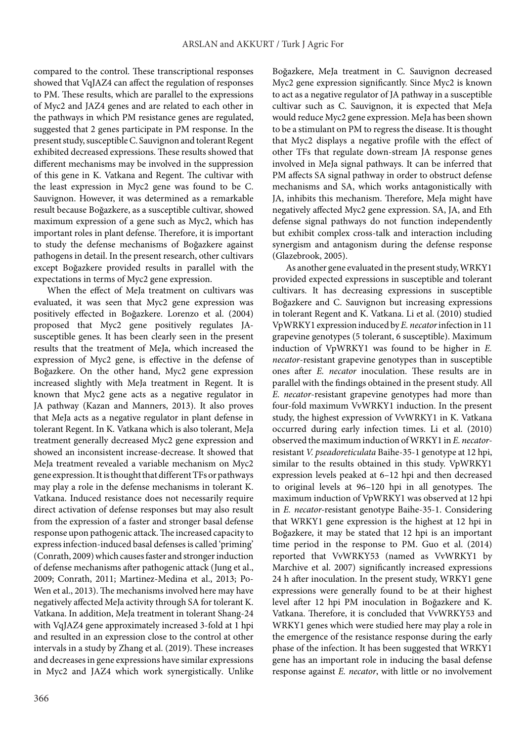compared to the control. These transcriptional responses showed that VqJAZ4 can affect the regulation of responses to PM. These results, which are parallel to the expressions of Myc2 and JAZ4 genes and are related to each other in the pathways in which PM resistance genes are regulated, suggested that 2 genes participate in PM response. In the present study, susceptible C. Sauvignon and tolerant Regent exhibited decreased expressions. These results showed that different mechanisms may be involved in the suppression of this gene in K. Vatkana and Regent. The cultivar with the least expression in Myc2 gene was found to be C. Sauvignon. However, it was determined as a remarkable result because Boğazkere, as a susceptible cultivar, showed maximum expression of a gene such as Myc2, which has important roles in plant defense. Therefore, it is important to study the defense mechanisms of Boğazkere against pathogens in detail. In the present research, other cultivars except Boğazkere provided results in parallel with the expectations in terms of Myc2 gene expression.

When the effect of MeJa treatment on cultivars was evaluated, it was seen that Myc2 gene expression was positively effected in Boğazkere. Lorenzo et al. (2004) proposed that Myc2 gene positively regulates JA-susceptible genes. It has been clearly seen in the present results that the treatment of MeJa, which increased the expression of Myc2 gene, is effective in the defense of Boğazkere. On the other hand, Myc2 gene expression increased slightly with MeJa treatment in Regent. It is known that Myc2 gene acts as a negative regulator in JA pathway (Kazan and Manners, 2013). It also proves that MeJa acts as a negative regulator in plant defense in tolerant Regent. In K. Vatkana which is also tolerant, MeJa treatment generally decreased Myc2 gene expression and showed an inconsistent increase-decrease. It showed that MeJa treatment revealed a variable mechanism on Myc2 gene expression. It is thought that different TFs or pathways may play a role in the defense mechanisms in tolerant K. Vatkana. Induced resistance does not necessarily require direct activation of defense responses but may also result from the expression of a faster and stronger basal defense response upon pathogenic attack. The increased capacity to express infection-induced basal defenses is called 'priming' (Conrath, 2009) which causes faster and stronger induction of defense mechanisms after pathogenic attack (Jung et al., 2009; Conrath, 2011; Martinez-Medina et al., 2013; Po-Wen et al., 2013). The mechanisms involved here may have negatively affected MeJa activity through SA for tolerant K. Vatkana. In addition, MeJa treatment in tolerant Shang-24 with VqJAZ4 gene approximately increased 3-fold at 1 hpi and resulted in an expression close to the control at other intervals in a study by Zhang et al. (2019). These increases and decreases in gene expressions have similar expressions in Myc2 and JAZ4 which work synergistically. Unlike Boğazkere, MeJa treatment in C. Sauvignon decreased Myc2 gene expression significantly. Since Myc2 is known to act as a negative regulator of JA pathway in a susceptible cultivar such as C. Sauvignon, it is expected that MeJa would reduce Myc2 gene expression. MeJa has been shown to be a stimulant on PM to regress the disease. It is thought that Myc2 displays a negative profile with the effect of other TFs that regulate down-stream JA response genes involved in MeJa signal pathways. It can be inferred that PM affects SA signal pathway in order to obstruct defense mechanisms and SA, which works antagonistically with JA, inhibits this mechanism. Therefore, MeJa might have negatively affected Myc2 gene expression. SA, JA, and Eth defense signal pathways do not function independently but exhibit complex cross-talk and interaction including synergism and antagonism during the defense response (Glazebrook, 2005).

As another gene evaluated in the present study, WRKY1 provided expected expressions in susceptible and tolerant cultivars. It has decreasing expressions in susceptible Boğazkere and C. Sauvignon but increasing expressions in tolerant Regent and K. Vatkana. Li et al. (2010) studied VpWRKY1 expression induced by *E. necator* infection in 11 grapevine genotypes (5 tolerant, 6 susceptible). Maximum induction of VpWRKY1 was found to be higher in *E. necator*-resistant grapevine genotypes than in susceptible ones after *E. necator* inoculation. These results are in parallel with the findings obtained in the present study. All *E. necator*-resistant grapevine genotypes had more than four-fold maximum VvWRKY1 induction. In the present study, the highest expression of VvWRKY1 in K. Vatkana occurred during early infection times. Li et al. (2010) observed the maximum induction of WRKY1 in *E. necator*-resistant *V. pseadoreticulata* Baihe-35-1 genotype at 12 hpi, similar to the results obtained in this study. VpWRKY1 expression levels peaked at 6–12 hpi and then decreased to original levels at 96–120 hpi in all genotypes. The maximum induction of VpWRKY1 was observed at 12 hpi in *E. necator*-resistant genotype Baihe-35-1. Considering that WRKY1 gene expression is the highest at 12 hpi in Boğazkere, it may be stated that 12 hpi is an important time period in the response to PM. Guo et al. (2014) reported that VvWRKY53 (named as VvWRKY1 by Marchive et al. 2007) significantly increased expressions 24 h after inoculation. In the present study, WRKY1 gene expressions were generally found to be at their highest level after 12 hpi PM inoculation in Boğazkere and K. Vatkana. Therefore, it is concluded that VvWRKY53 and WRKY1 genes which were studied here may play a role in the emergence of the resistance response during the early phase of the infection. It has been suggested that WRKY1 gene has an important role in inducing the basal defense response against *E. necator*, with little or no involvement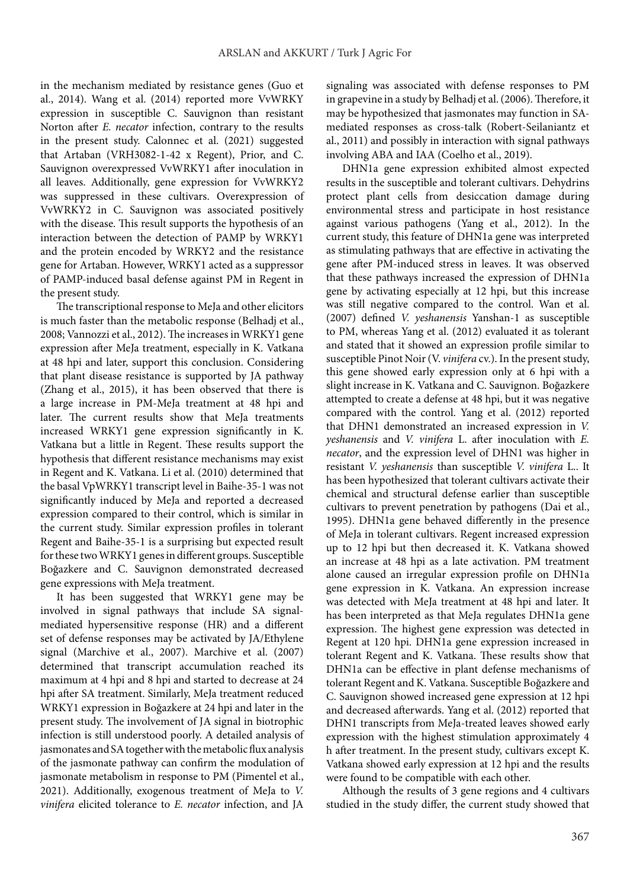in the mechanism mediated by resistance genes (Guo et al., 2014). Wang et al. (2014) reported more VvWRKY expression in susceptible C. Sauvignon than resistant Norton after *E. necator* infection, contrary to the results in the present study. Calonnec et al. (2021) suggested that Artaban (VRH3082-1-42 x Regent), Prior, and C. Sauvignon overexpressed VvWRKY1 after inoculation in all leaves. Additionally, gene expression for VvWRKY2 was suppressed in these cultivars. Overexpression of VvWRKY2 in C. Sauvignon was associated positively with the disease. This result supports the hypothesis of an interaction between the detection of PAMP by WRKY1 and the protein encoded by WRKY2 and the resistance gene for Artaban. However, WRKY1 acted as a suppressor of PAMP-induced basal defense against PM in Regent in the present study.

The transcriptional response to MeJa and other elicitors is much faster than the metabolic response (Belhadj et al., 2008; Vannozzi et al., 2012). The increases in WRKY1 gene expression after MeJa treatment, especially in K. Vatkana at 48 hpi and later, support this conclusion. Considering that plant disease resistance is supported by JA pathway (Zhang et al., 2015), it has been observed that there is a large increase in PM-MeJa treatment at 48 hpi and later. The current results show that MeJa treatments increased WRKY1 gene expression significantly in K. Vatkana but a little in Regent. These results support the hypothesis that different resistance mechanisms may exist in Regent and K. Vatkana. Li et al. (2010) determined that the basal VpWRKY1 transcript level in Baihe-35-1 was not significantly induced by MeJa and reported a decreased expression compared to their control, which is similar in the current study. Similar expression profiles in tolerant Regent and Baihe-35-1 is a surprising but expected result for these two WRKY1 genes in different groups. Susceptible Boğazkere and C. Sauvignon demonstrated decreased gene expressions with MeJa treatment.

It has been suggested that WRKY1 gene may be involved in signal pathways that include SA signal-mediated hypersensitive response (HR) and a different set of defense responses may be activated by JA/Ethylene signal (Marchive et al., 2007). Marchive et al. (2007) determined that transcript accumulation reached its maximum at 4 hpi and 8 hpi and started to decrease at 24 hpi after SA treatment. Similarly, MeJa treatment reduced WRKY1 expression in Boğazkere at 24 hpi and later in the present study. The involvement of JA signal in biotrophic infection is still understood poorly. A detailed analysis of jasmonates and SA together with the metabolic flux analysis of the jasmonate pathway can confirm the modulation of jasmonate metabolism in response to PM (Pimentel et al., 2021). Additionally, exogenous treatment of MeJa to *V. vinifera* elicited tolerance to *E. necator* infection, and JA signaling was associated with defense responses to PM in grapevine in a study by Belhadj et al. (2006). Therefore, it may be hypothesized that jasmonates may function in SA-mediated responses as cross-talk (Robert-Seilaniantz et al., 2011) and possibly in interaction with signal pathways involving ABA and IAA (Coelho et al., 2019).

DHN1a gene expression exhibited almost expected results in the susceptible and tolerant cultivars. Dehydrins protect plant cells from desiccation damage during environmental stress and participate in host resistance against various pathogens (Yang et al., 2012). In the current study, this feature of DHN1a gene was interpreted as stimulating pathways that are effective in activating the gene after PM-induced stress in leaves. It was observed that these pathways increased the expression of DHN1a gene by activating especially at 12 hpi, but this increase was still negative compared to the control. Wan et al. (2007) defined *V. yeshanensis* Yanshan-1 as susceptible to PM, whereas Yang et al. (2012) evaluated it as tolerant and stated that it showed an expression profile similar to susceptible Pinot Noir (V. *vinifera* cv.). In the present study, this gene showed early expression only at 6 hpi with a slight increase in K. Vatkana and C. Sauvignon. Boğazkere attempted to create a defense at 48 hpi, but it was negative compared with the control. Yang et al. (2012) reported that DHN1 demonstrated an increased expression in *V. yeshanensis* and *V. vinifera* L. after inoculation with *E. necator*, and the expression level of DHN1 was higher in resistant *V. yeshanensis* than susceptible *V. vinifera* L.. It has been hypothesized that tolerant cultivars activate their chemical and structural defense earlier than susceptible cultivars to prevent penetration by pathogens (Dai et al., 1995). DHN1a gene behaved differently in the presence of MeJa in tolerant cultivars. Regent increased expression up to 12 hpi but then decreased it. K. Vatkana showed an increase at 48 hpi as a late activation. PM treatment alone caused an irregular expression profile on DHN1a gene expression in K. Vatkana. An expression increase was detected with MeJa treatment at 48 hpi and later. It has been interpreted as that MeJa regulates DHN1a gene expression. The highest gene expression was detected in Regent at 120 hpi. DHN1a gene expression increased in tolerant Regent and K. Vatkana. These results show that DHN1a can be effective in plant defense mechanisms of tolerant Regent and K. Vatkana. Susceptible Boğazkere and C. Sauvignon showed increased gene expression at 12 hpi and decreased afterwards. Yang et al. (2012) reported that DHN1 transcripts from MeJa-treated leaves showed early expression with the highest stimulation approximately 4 h after treatment. In the present study, cultivars except K. Vatkana showed early expression at 12 hpi and the results were found to be compatible with each other.

Although the results of 3 gene regions and 4 cultivars studied in the study differ, the current study showed that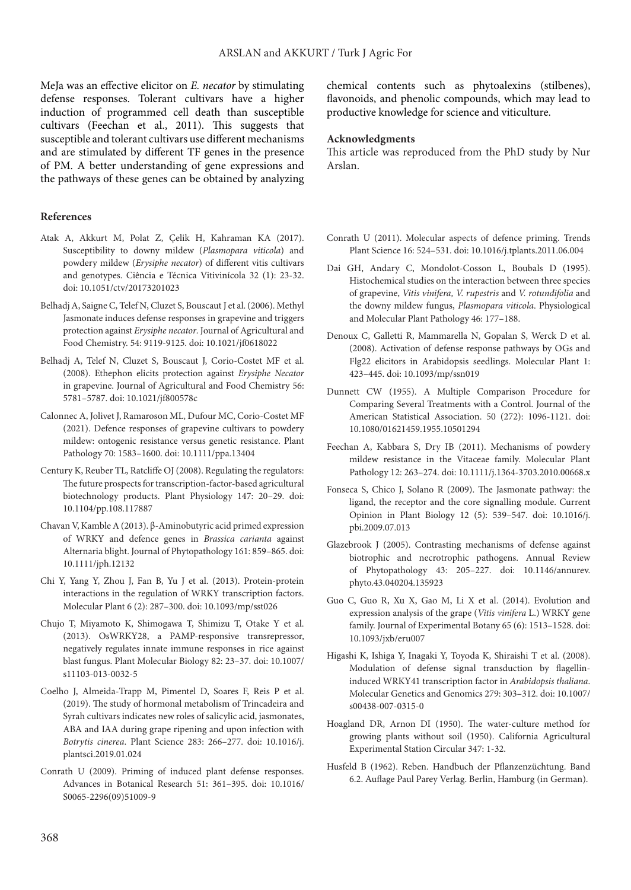MeJa was an effective elicitor on *E. necator* by stimulating defense responses. Tolerant cultivars have a higher induction of programmed cell death than susceptible cultivars (Feechan et al., 2011). This suggests that susceptible and tolerant cultivars use different mechanisms and are stimulated by different TF genes in the presence of PM. A better understanding of gene expressions and the pathways of these genes can be obtained by analyzing chemical contents such as phytoalexins (stilbenes), flavonoids, and phenolic compounds, which may lead to productive knowledge for science and viticulture.

## Acknowledgments

This article was reproduced from the PhD study by Nur Arslan.

## References

Atak A, Akkurt M, Polat Z, Çelik H, Kahraman KA (2017). Susceptibility to downy mildew (*Plasmopara viticola*) and powdery mildew (*Erysiphe necator*) of different vitis cultivars and genotypes. Ciência e Técnica Vitivinícola 32 (1): 23-32. doi: 10.1051/ctv/20173201023

Belhadj A, Saigne C, Telef N, Cluzet S, Bouscaut J et al. (2006). Methyl Jasmonate induces defense responses in grapevine and triggers protection against *Erysiphe necator*. Journal of Agricultural and Food Chemistry. 54: 9119-9125. doi: 10.1021/jf0618022

Belhadj A, Telef N, Cluzet S, Bouscaut J, Corio-Costet MF et al. (2008). Ethephon elicits protection against *Erysiphe Necator* in grapevine. Journal of Agricultural and Food Chemistry 56: 5781–5787. doi: 10.1021/jf800578c

Calonnec A, Jolivet J, Ramaroson ML, Dufour MC, Corio-Costet MF (2021). Defence responses of grapevine cultivars to powdery mildew: ontogenic resistance versus genetic resistance. Plant Pathology 70: 1583–1600. doi: 10.1111/ppa.13404

Century K, Reuber TL, Ratcliffe OJ (2008). Regulating the regulators: The future prospects for transcription-factor-based agricultural biotechnology products. Plant Physiology 147: 20–29. doi: 10.1104/pp.108.117887

Chavan V, Kamble A (2013). β-Aminobutyric acid primed expression of WRKY and defence genes in *Brassica carianta* against Alternaria blight. Journal of Phytopathology 161: 859–865. doi: 10.1111/jph.12132

Chi Y, Yang Y, Zhou J, Fan B, Yu J et al. (2013). Protein-protein interactions in the regulation of WRKY transcription factors. Molecular Plant 6 (2): 287–300. doi: 10.1093/mp/sst026

Chujo T, Miyamoto K, Shimogawa T, Shimizu T, Otake Y et al. (2013). OsWRKY28, a PAMP-responsive transrepressor, negatively regulates innate immune responses in rice against blast fungus. Plant Molecular Biology 82: 23–37. doi: 10.1007/s11103-013-0032-5

Coelho J, Almeida-Trapp M, Pimentel D, Soares F, Reis P et al. (2019). The study of hormonal metabolism of Trincadeira and Syrah cultivars indicates new roles of salicylic acid, jasmonates, ABA and IAA during grape ripening and upon infection with *Botrytis cinerea*. Plant Science 283: 266–277. doi: 10.1016/j.plantsci.2019.01.024

Conrath U (2009). Priming of induced plant defense responses. Advances in Botanical Research 51: 361–395. doi: 10.1016/S0065-2296(09)51009-9

Conrath U (2011). Molecular aspects of defence priming. Trends Plant Science 16: 524–531. doi: 10.1016/j.tplants.2011.06.004

Dai GH, Andary C, Mondolot-Cosson L, Boubals D (1995). Histochemical studies on the interaction between three species of grapevine, *Vitis vinifera, V. rupestris* and *V. rotundifolia* and the downy mildew fungus, *Plasmopara viticola*. Physiological and Molecular Plant Pathology 46: 177–188.

Denoux C, Galletti R, Mammarella N, Gopalan S, Werck D et al. (2008). Activation of defense response pathways by OGs and Flg22 elicitors in Arabidopsis seedlings. Molecular Plant 1: 423–445. doi: 10.1093/mp/ssn019

Dunnett CW (1955). A Multiple Comparison Procedure for Comparing Several Treatments with a Control. Journal of the American Statistical Association. 50 (272): 1096-1121. doi: 10.1080/01621459.1955.10501294

Feechan A, Kabbara S, Dry IB (2011). Mechanisms of powdery mildew resistance in the Vitaceae family. Molecular Plant Pathology 12: 263–274. doi: 10.1111/j.1364-3703.2010.00668.x

Fonseca S, Chico J, Solano R (2009). The Jasmonate pathway: the ligand, the receptor and the core signalling module. Current Opinion in Plant Biology 12 (5): 539–547. doi: 10.1016/j.pbi.2009.07.013

Glazebrook J (2005). Contrasting mechanisms of defense against biotrophic and necrotrophic pathogens. Annual Review of Phytopathology 43: 205–227. doi: 10.1146/annurev.phyto.43.040204.135923

Guo C, Guo R, Xu X, Gao M, Li X et al. (2014). Evolution and expression analysis of the grape (*Vitis vinifera* L.) WRKY gene family. Journal of Experimental Botany 65 (6): 1513–1528. doi: 10.1093/jxb/eru007

Higashi K, Ishiga Y, Inagaki Y, Toyoda K, Shiraishi T et al. (2008). Modulation of defense signal transduction by flagellin-induced WRKY41 transcription factor in *Arabidopsis thaliana*. Molecular Genetics and Genomics 279: 303–312. doi: 10.1007/s00438-007-0315-0

Hoagland DR, Arnon DI (1950). The water-culture method for growing plants without soil (1950). California Agricultural Experimental Station Circular 347: 1-32.

Husfeld B (1962). Reben. Handbuch der Pflanzenzüchtung. Band 6.2. Auflage Paul Parey Verlag. Berlin, Hamburg (in German).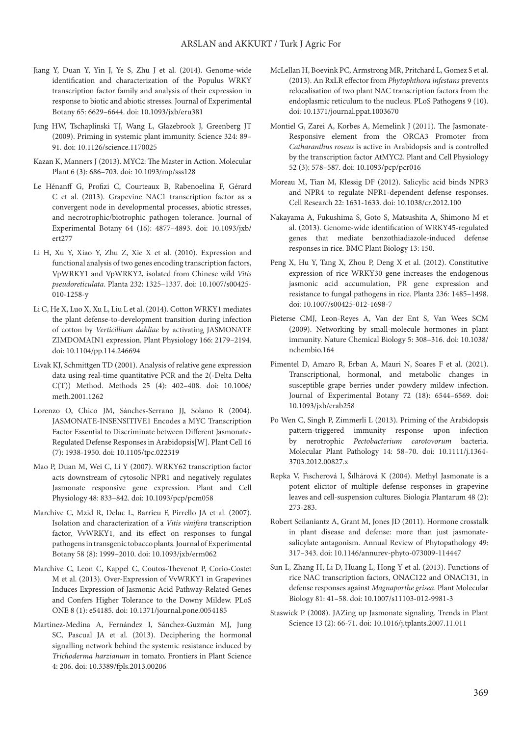Jiang Y, Duan Y, Yin J, Ye S, Zhu J et al. (2014). Genome-wide identification and characterization of the Populus WRKY transcription factor family and analysis of their expression in response to biotic and abiotic stresses. Journal of Experimental Botany 65: 6629–6644. doi: 10.1093/jxb/eru381

Jung HW, Tschaplinski TJ, Wang L, Glazebrook J, Greenberg JT (2009). Priming in systemic plant immunity. Science 324: 89–91. doi: 10.1126/science.1170025

Kazan K, Manners J (2013). MYC2: The Master in Action. Molecular Plant 6 (3): 686–703. doi: 10.1093/mp/sss128

Le Hénanff G, Profizi C, Courteaux B, Rabenoelina F, Gérard C et al. (2013). Grapevine NAC1 transcription factor as a convergent node in developmental processes, abiotic stresses, and necrotrophic/biotrophic pathogen tolerance. Journal of Experimental Botany 64 (16): 4877–4893. doi: 10.1093/jxb/ert277

Li H, Xu Y, Xiao Y, Zhu Z, Xie X et al. (2010). Expression and functional analysis of two genes encoding transcription factors, VpWRKY1 and VpWRKY2, isolated from Chinese wild *Vitis pseudoreticulata*. Planta 232: 1325–1337. doi: 10.1007/s00425-010-1258-y

Li C, He X, Luo X, Xu L, Liu L et al. (2014). Cotton WRKY1 mediates the plant defense-to-development transition during infection of cotton by *Verticillium dahliae* by activating JASMONATE ZIMDOMAIN1 expression. Plant Physiology 166: 2179–2194. doi: 10.1104/pp.114.246694

Livak KJ, Schmittgen TD (2001). Analysis of relative gene expression data using real-time quantitative PCR and the 2(-Delta Delta C(T)) Method. Methods 25 (4): 402–408. doi: 10.1006/meth.2001.1262

Lorenzo O, Chico JM, Sánches-Serrano JJ, Solano R (2004). JASMONATE-INSENSITIVE1 Encodes a MYC Transcription Factor Essential to Discriminate between Different Jasmonate-Regulated Defense Responses in Arabidopsis[W]. Plant Cell 16 (7): 1938-1950. doi: 10.1105/tpc.022319

Mao P, Duan M, Wei C, Li Y (2007). WRKY62 transcription factor acts downstream of cytosolic NPR1 and negatively regulates Jasmonate responsive gene expression. Plant and Cell Physiology 48: 833–842. doi: 10.1093/pcp/pcm058

Marchive C, Mzid R, Deluc L, Barrieu F, Pirrello JA et al. (2007). Isolation and characterization of a *Vitis vinifera* transcription factor, VvWRKY1, and its effect on responses to fungal pathogens in transgenic tobacco plants. Journal of Experimental Botany 58 (8): 1999–2010. doi: 10.1093/jxb/erm062

Marchive C, Leon C, Kappel C, Coutos-Thevenot P, Corio-Costet M et al. (2013). Over-Expression of VvWRKY1 in Grapevines Induces Expression of Jasmonic Acid Pathway-Related Genes and Confers Higher Tolerance to the Downy Mildew. PLoS ONE 8 (1): e54185. doi: 10.1371/journal.pone.0054185

Martinez-Medina A, Fernández I, Sánchez-Guzmán MJ, Jung SC, Pascual JA et al. (2013). Deciphering the hormonal signalling network behind the systemic resistance induced by *Trichoderma harzianum* in tomato. Frontiers in Plant Science 4: 206. doi: 10.3389/fpls.2013.00206

McLellan H, Boevink PC, Armstrong MR, Pritchard L, Gomez S et al. (2013). An RxLR effector from *Phytophthora infestans* prevents relocalisation of two plant NAC transcription factors from the endoplasmic reticulum to the nucleus. PLoS Pathogens 9 (10). doi: 10.1371/journal.ppat.1003670

Montiel G, Zarei A, Korbes A, Memelink J (2011). The Jasmonate-Responsive element from the ORCA3 Promoter from *Catharanthus roseus* is active in Arabidopsis and is controlled by the transcription factor AtMYC2. Plant and Cell Physiology 52 (3): 578–587. doi: 10.1093/pcp/pcr016

Moreau M, Tian M, Klessig DF (2012). Salicylic acid binds NPR3 and NPR4 to regulate NPR1-dependent defense responses. Cell Research 22: 1631-1633. doi: 10.1038/cr.2012.100

Nakayama A, Fukushima S, Goto S, Matsushita A, Shimono M et al. (2013). Genome-wide identification of WRKY45-regulated genes that mediate benzothiadiazole-induced defense responses in rice. BMC Plant Biology 13: 150.

Peng X, Hu Y, Tang X, Zhou P, Deng X et al. (2012). Constitutive expression of rice WRKY30 gene increases the endogenous jasmonic acid accumulation, PR gene expression and resistance to fungal pathogens in rice. Planta 236: 1485–1498. doi: 10.1007/s00425-012-1698-7

Pieterse CMJ, Leon-Reyes A, Van der Ent S, Van Wees SCM (2009). Networking by small-molecule hormones in plant immunity. Nature Chemical Biology 5: 308–316. doi: 10.1038/nchembio.164

Pimentel D, Amaro R, Erban A, Mauri N, Soares F et al. (2021). Transcriptional, hormonal, and metabolic changes in susceptible grape berries under powdery mildew infection. Journal of Experimental Botany 72 (18): 6544–6569. doi: 10.1093/jxb/erab258

Po Wen C, Singh P, Zimmerli L (2013). Priming of the Arabidopsis pattern-triggered immunity response upon infection by nerotrophic *Pectobacterium carotovorum* bacteria. Molecular Plant Pathology 14: 58–70. doi: 10.1111/j.1364-3703.2012.00827.x

Repka V, Fıscherová I, Šılhárová K (2004). Methyl Jasmonate is a potent elicitor of multiple defense responses in grapevine leaves and cell-suspension cultures. Biologia Plantarum 48 (2): 273-283.

Robert Seilaniantz A, Grant M, Jones JD (2011). Hormone crosstalk in plant disease and defense: more than just jasmonate-salicylate antagonism. Annual Review of Phytopathology 49: 317–343. doi: 10.1146/annurev-phyto-073009-114447

Sun L, Zhang H, Li D, Huang L, Hong Y et al. (2013). Functions of rice NAC transcription factors, ONAC122 and ONAC131, in defense responses against *Magnaporthe grisea*. Plant Molecular Biology 81: 41–58. doi: 10.1007/s11103-012-9981-3

Staswick P (2008). JAZing up Jasmonate signaling. Trends in Plant Science 13 (2): 66-71. doi: 10.1016/j.tplants.2007.11.011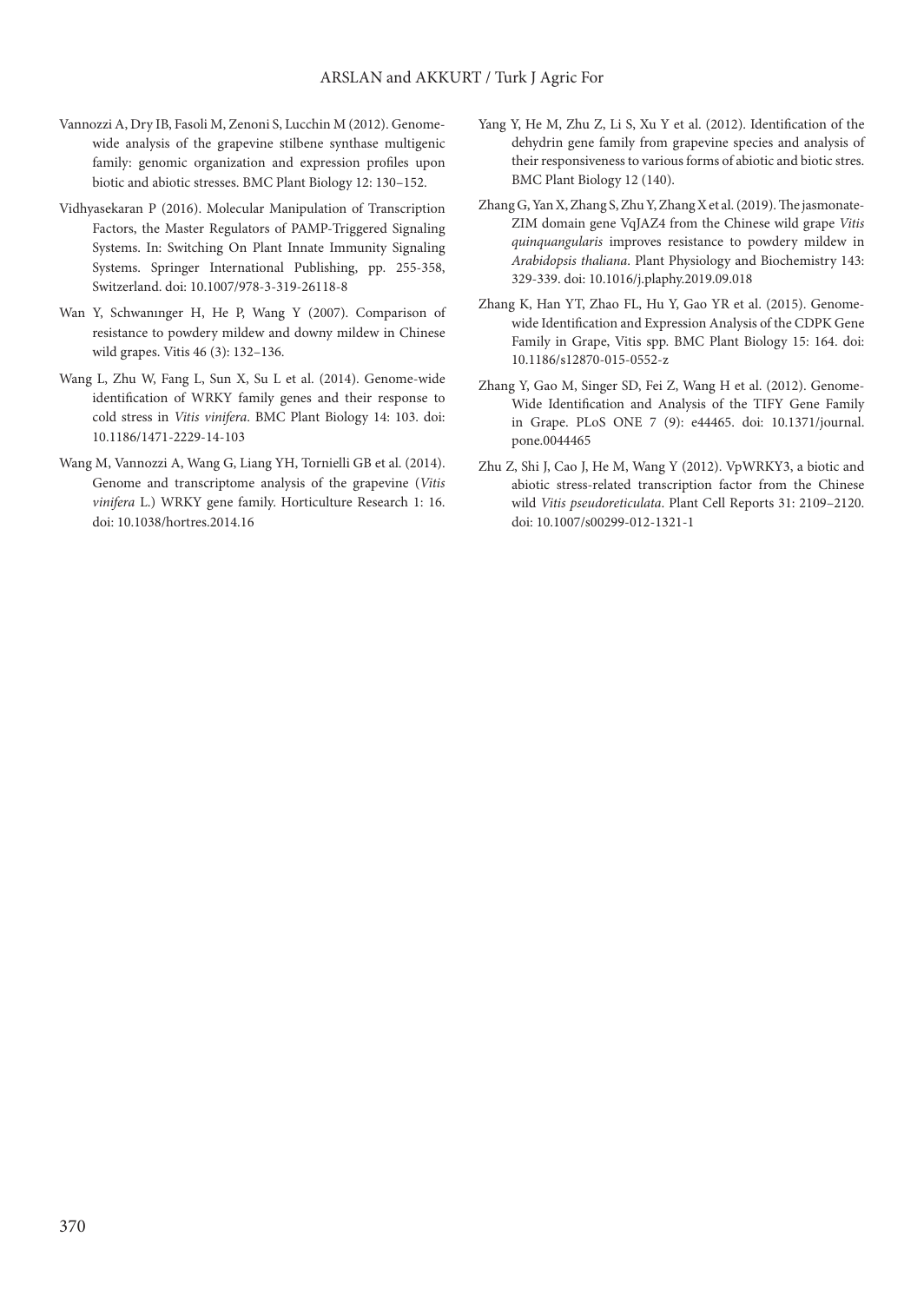Vannozzi A, Dry IB, Fasoli M, Zenoni S, Lucchin M (2012). Genome-wide analysis of the grapevine stilbene synthase multigenic family: genomic organization and expression profiles upon biotic and abiotic stresses. BMC Plant Biology 12: 130–152.

Vidhyasekaran P (2016). Molecular Manipulation of Transcription Factors, the Master Regulators of PAMP-Triggered Signaling Systems. In: Switching On Plant Innate Immunity Signaling Systems. Springer International Publishing, pp. 255-358, Switzerland. doi: 10.1007/978-3-319-26118-8

Wan Y, Schwanınger H, He P, Wang Y (2007). Comparison of resistance to powdery mildew and downy mildew in Chinese wild grapes. Vitis 46 (3): 132–136.

Wang L, Zhu W, Fang L, Sun X, Su L et al. (2014). Genome-wide identification of WRKY family genes and their response to cold stress in *Vitis vinifera*. BMC Plant Biology 14: 103. doi: 10.1186/1471-2229-14-103

Wang M, Vannozzi A, Wang G, Liang YH, Tornielli GB et al. (2014). Genome and transcriptome analysis of the grapevine (*Vitis vinifera* L.) WRKY gene family. Horticulture Research 1: 16. doi: 10.1038/hortres.2014.16

Yang Y, He M, Zhu Z, Li S, Xu Y et al. (2012). Identification of the dehydrin gene family from grapevine species and analysis of their responsiveness to various forms of abiotic and biotic stres. BMC Plant Biology 12 (140).

Zhang G, Yan X, Zhang S, Zhu Y, Zhang X et al. (2019). The jasmonate-ZIM domain gene VqJAZ4 from the Chinese wild grape *Vitis quinquangularis* improves resistance to powdery mildew in *Arabidopsis thaliana*. Plant Physiology and Biochemistry 143: 329-339. doi: 10.1016/j.plaphy.2019.09.018

Zhang K, Han YT, Zhao FL, Hu Y, Gao YR et al. (2015). Genome-wide Identification and Expression Analysis of the CDPK Gene Family in Grape, Vitis spp. BMC Plant Biology 15: 164. doi: 10.1186/s12870-015-0552-z

Zhang Y, Gao M, Singer SD, Fei Z, Wang H et al. (2012). Genome-Wide Identification and Analysis of the TIFY Gene Family in Grape. PLoS ONE 7 (9): e44465. doi: 10.1371/journal.pone.0044465

Zhu Z, Shi J, Cao J, He M, Wang Y (2012). VpWRKY3, a biotic and abiotic stress-related transcription factor from the Chinese wild *Vitis pseudoreticulata*. Plant Cell Reports 31: 2109–2120. doi: 10.1007/s00299-012-1321-1